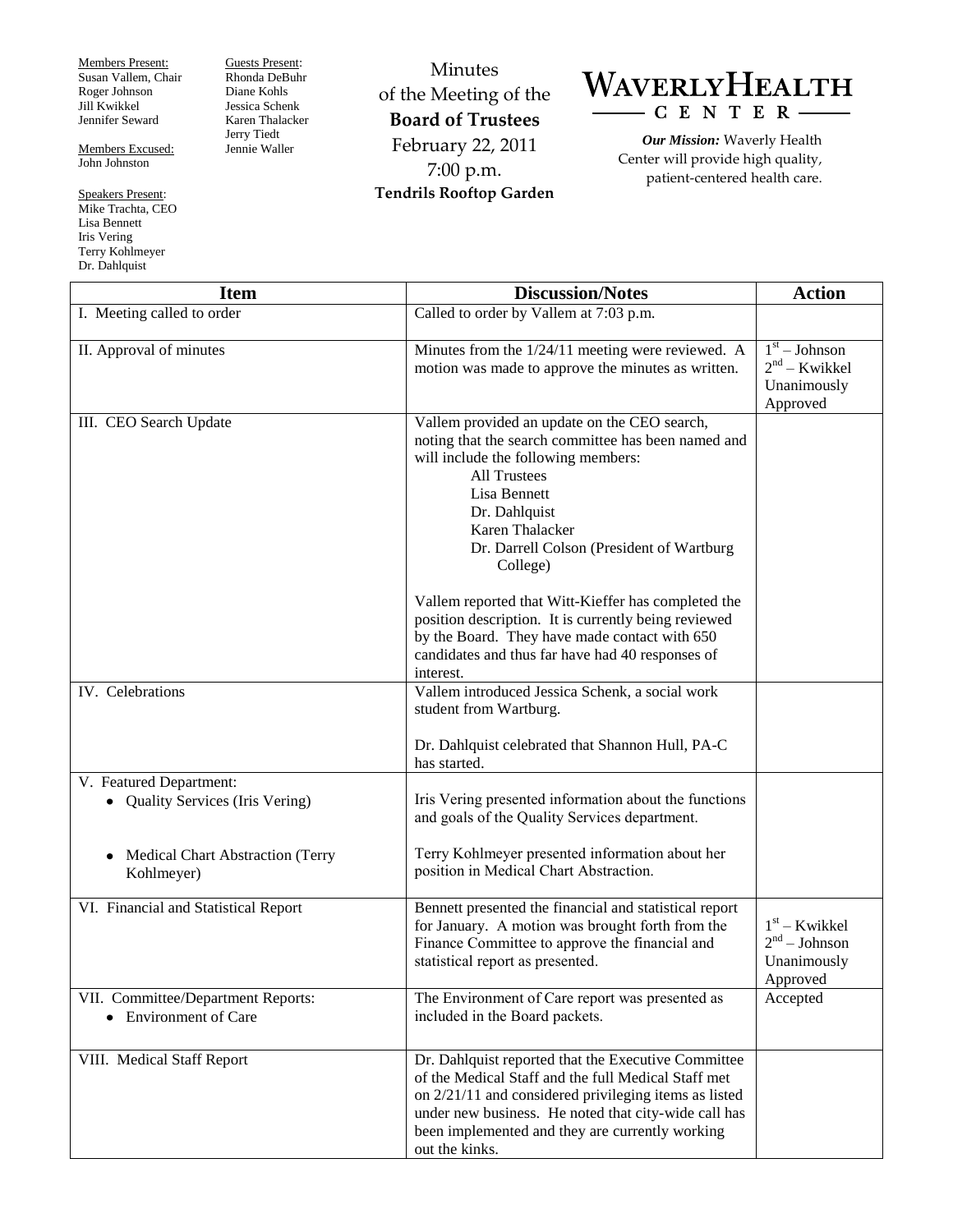Members Present:
Susan Vallem, Chair
Roger Johnson
Jill Kwikkel
Jennifer Seward

Members Excused:
John Johnston

Speakers Present:
Mike Trachta, CEO
Lisa Bennett
Iris Vering
Terry Kohlmeyer
Dr. Dahlquist

Guests Present:
Rhonda DeBuhr
Diane Kohls
Jessica Schenk
Karen Thalacker
Jerry Tiedt
Jennie Waller

Minutes
of the Meeting of the
**Board of Trustees**
February 22, 2011
7:00 p.m.
**Tendrils Rooftop Garden**

**WAVERLY HEALTH CENTER**

***Our Mission:*** Waverly Health Center will provide high quality, patient-centered health care.

| Item | Discussion/Notes | Action |
|---|---|---|
| I. Meeting called to order | Called to order by Vallem at 7:03 p.m. | |
| II. Approval of minutes | Minutes from the 1/24/11 meeting were reviewed. A motion was made to approve the minutes as written. | 1st – Johnson<br>2nd – Kwikkel<br>Unanimously Approved |
| III. CEO Search Update | Vallem provided an update on the CEO search, noting that the search committee has been named and will include the following members:<br>All Trustees<br>Lisa Bennett<br>Dr. Dahlquist<br>Karen Thalacker<br>Dr. Darrell Colson (President of Wartburg College)<br><br>Vallem reported that Witt-Kieffer has completed the position description. It is currently being reviewed by the Board. They have made contact with 650 candidates and thus far have had 40 responses of interest. | |
| IV. Celebrations | Vallem introduced Jessica Schenk, a social work student from Wartburg.<br><br>Dr. Dahlquist celebrated that Shannon Hull, PA-C has started. | |
| V. Featured Department:<br>• Quality Services (Iris Vering)<br><br>• Medical Chart Abstraction (Terry Kohlmeyer) | Iris Vering presented information about the functions and goals of the Quality Services department.<br><br>Terry Kohlmeyer presented information about her position in Medical Chart Abstraction. | |
| VI. Financial and Statistical Report | Bennett presented the financial and statistical report for January. A motion was brought forth from the Finance Committee to approve the financial and statistical report as presented. | 1st – Kwikkel<br>2nd – Johnson<br>Unanimously Approved |
| VII. Committee/Department Reports:<br>• Environment of Care | The Environment of Care report was presented as included in the Board packets. | Accepted |
| VIII. Medical Staff Report | Dr. Dahlquist reported that the Executive Committee of the Medical Staff and the full Medical Staff met on 2/21/11 and considered privileging items as listed under new business. He noted that city-wide call has been implemented and they are currently working out the kinks. | |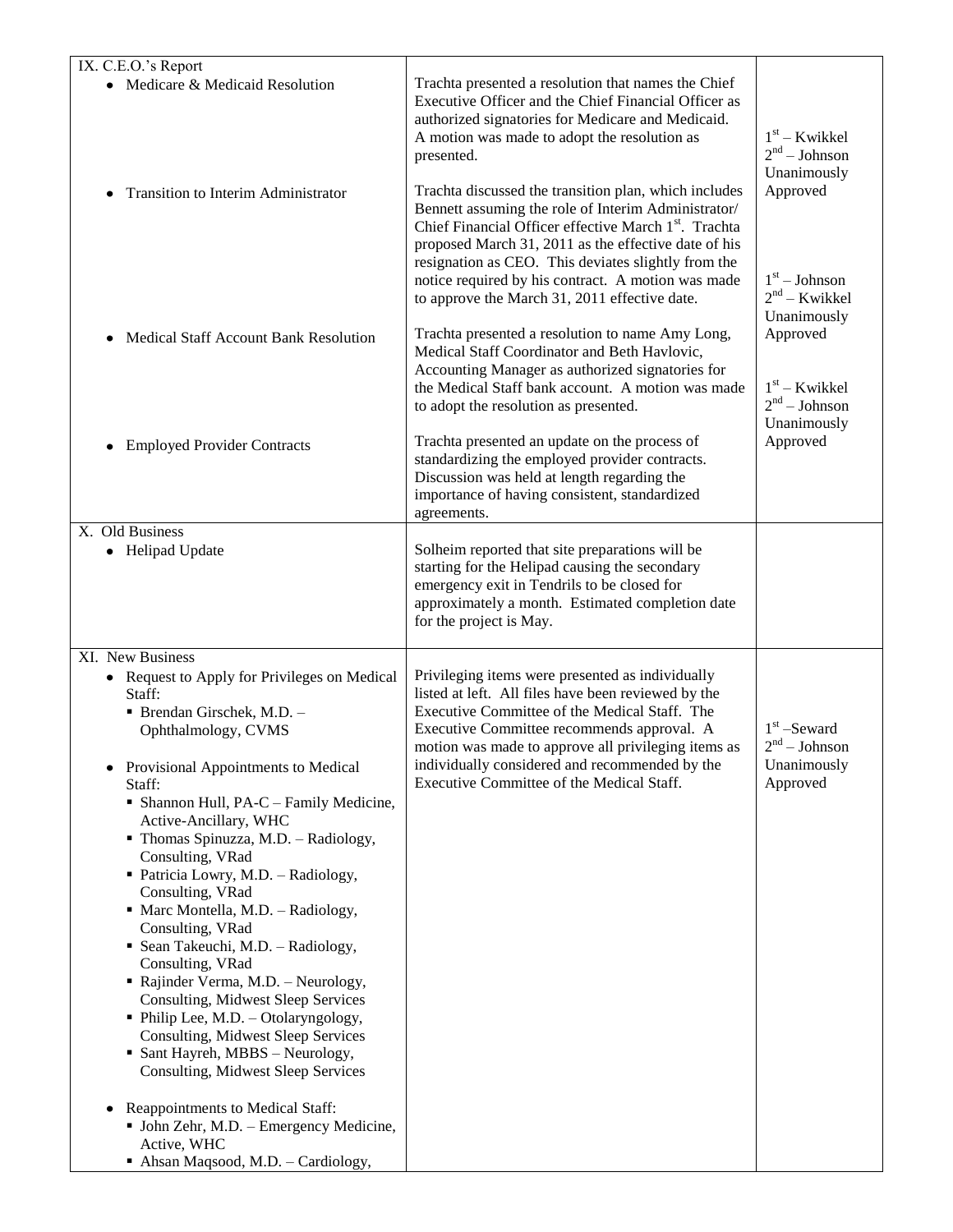| | | |
|---|---|---|
| IX. C.E.O.'s Report<br>• Medicare & Medicaid Resolution | Trachta presented a resolution that names the Chief Executive Officer and the Chief Financial Officer as authorized signatories for Medicare and Medicaid. A motion was made to adopt the resolution as presented. | 1st – Kwikkel<br>2nd – Johnson<br>Unanimously Approved |
| • Transition to Interim Administrator | Trachta discussed the transition plan, which includes Bennett assuming the role of Interim Administrator/ Chief Financial Officer effective March 1st. Trachta proposed March 31, 2011 as the effective date of his resignation as CEO. This deviates slightly from the notice required by his contract. A motion was made to approve the March 31, 2011 effective date. | 1st – Johnson<br>2nd – Kwikkel<br>Unanimously Approved |
| • Medical Staff Account Bank Resolution | Trachta presented a resolution to name Amy Long, Medical Staff Coordinator and Beth Havlovic, Accounting Manager as authorized signatories for the Medical Staff bank account. A motion was made to adopt the resolution as presented. | 1st – Kwikkel<br>2nd – Johnson<br>Unanimously Approved |
| • Employed Provider Contracts | Trachta presented an update on the process of standardizing the employed provider contracts. Discussion was held at length regarding the importance of having consistent, standardized agreements. | |
| X. Old Business<br>• Helipad Update | Solheim reported that site preparations will be starting for the Helipad causing the secondary emergency exit in Tendrils to be closed for approximately a month. Estimated completion date for the project is May. | |
| XI. New Business<br>• Request to Apply for Privileges on Medical Staff:<br>&nbsp;&nbsp;▪ Brendan Girschek, M.D. – Ophthalmology, CVMS<br>• Provisional Appointments to Medical Staff:<br>&nbsp;&nbsp;▪ Shannon Hull, PA-C – Family Medicine, Active-Ancillary, WHC<br>&nbsp;&nbsp;▪ Thomas Spinuzza, M.D. – Radiology, Consulting, VRad<br>&nbsp;&nbsp;▪ Patricia Lowry, M.D. – Radiology, Consulting, VRad<br>&nbsp;&nbsp;▪ Marc Montella, M.D. – Radiology, Consulting, VRad<br>&nbsp;&nbsp;▪ Sean Takeuchi, M.D. – Radiology, Consulting, VRad<br>&nbsp;&nbsp;▪ Rajinder Verma, M.D. – Neurology, Consulting, Midwest Sleep Services<br>&nbsp;&nbsp;▪ Philip Lee, M.D. – Otolaryngology, Consulting, Midwest Sleep Services<br>&nbsp;&nbsp;▪ Sant Hayreh, MBBS – Neurology, Consulting, Midwest Sleep Services<br>• Reappointments to Medical Staff:<br>&nbsp;&nbsp;▪ John Zehr, M.D. – Emergency Medicine, Active, WHC<br>&nbsp;&nbsp;▪ Ahsan Maqsood, M.D. – Cardiology, | Privileging items were presented as individually listed at left. All files have been reviewed by the Executive Committee of the Medical Staff. The Executive Committee recommends approval. A motion was made to approve all privileging items as individually considered and recommended by the Executive Committee of the Medical Staff. | 1st –Seward<br>2nd – Johnson<br>Unanimously Approved |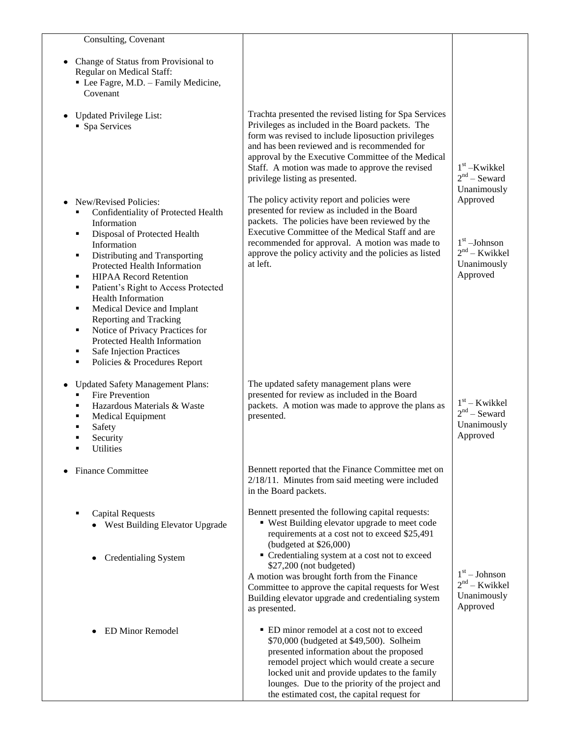| | | |
|---|---|---|
| Consulting, Covenant<br><br>• Change of Status from Provisional to Regular on Medical Staff:<br>▪ Lee Fagre, M.D. – Family Medicine, Covenant | | |
| • Updated Privilege List:<br>▪ Spa Services | Trachta presented the revised listing for Spa Services Privileges as included in the Board packets. The form was revised to include liposuction privileges and has been reviewed and is recommended for approval by the Executive Committee of the Medical Staff. A motion was made to approve the revised privilege listing as presented. | 1st –Kwikkel<br>2nd – Seward<br>Unanimously Approved |
| • New/Revised Policies:<br>▪ Confidentiality of Protected Health Information<br>▪ Disposal of Protected Health Information<br>▪ Distributing and Transporting Protected Health Information<br>▪ HIPAA Record Retention<br>▪ Patient's Right to Access Protected Health Information<br>▪ Medical Device and Implant Reporting and Tracking<br>▪ Notice of Privacy Practices for Protected Health Information<br>▪ Safe Injection Practices<br>▪ Policies & Procedures Report | The policy activity report and policies were presented for review as included in the Board packets. The policies have been reviewed by the Executive Committee of the Medical Staff and are recommended for approval. A motion was made to approve the policy activity and the policies as listed at left. | 1st –Johnson<br>2nd – Kwikkel<br>Unanimously Approved |
| • Updated Safety Management Plans:<br>▪ Fire Prevention<br>▪ Hazardous Materials & Waste<br>▪ Medical Equipment<br>▪ Safety<br>▪ Security<br>▪ Utilities | The updated safety management plans were presented for review as included in the Board packets. A motion was made to approve the plans as presented. | 1st – Kwikkel<br>2nd – Seward<br>Unanimously Approved |
| • Finance Committee | Bennett reported that the Finance Committee met on 2/18/11. Minutes from said meeting were included in the Board packets. | |
| ▪ Capital Requests<br>• West Building Elevator Upgrade<br><br>• Credentialing System | Bennett presented the following capital requests:<br>▪ West Building elevator upgrade to meet code requirements at a cost not to exceed $25,491 (budgeted at $26,000)<br>▪ Credentialing system at a cost not to exceed $27,200 (not budgeted)<br>A motion was brought forth from the Finance Committee to approve the capital requests for West Building elevator upgrade and credentialing system as presented. | 1st – Johnson<br>2nd – Kwikkel<br>Unanimously Approved |
| • ED Minor Remodel | ▪ ED minor remodel at a cost not to exceed $70,000 (budgeted at $49,500). Solheim presented information about the proposed remodel project which would create a secure locked unit and provide updates to the family lounges. Due to the priority of the project and the estimated cost, the capital request for | |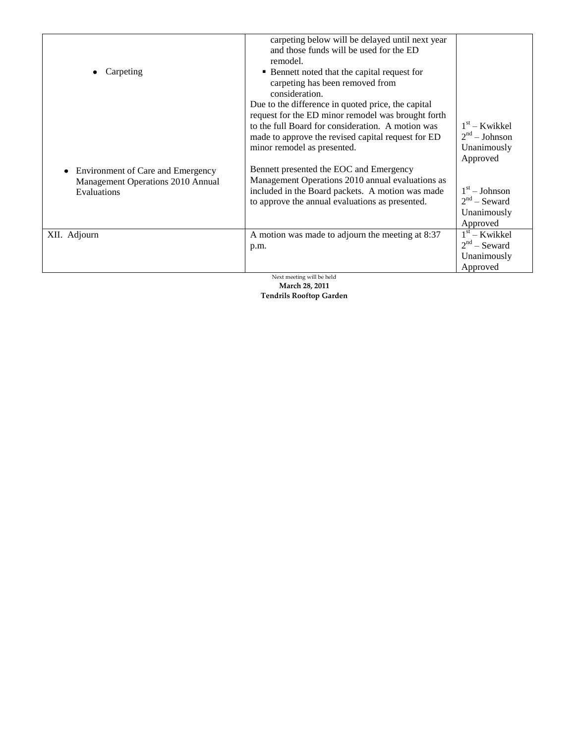| | | |
|---|---|---|
| • Carpeting | carpeting below will be delayed until next year and those funds will be used for the ED remodel.<br>▪ Bennett noted that the capital request for carpeting has been removed from consideration.<br>Due to the difference in quoted price, the capital request for the ED minor remodel was brought forth to the full Board for consideration. A motion was made to approve the revised capital request for ED minor remodel as presented. | 1st – Kwikkel<br>2nd – Johnson<br>Unanimously Approved |
| • Environment of Care and Emergency Management Operations 2010 Annual Evaluations | Bennett presented the EOC and Emergency Management Operations 2010 annual evaluations as included in the Board packets. A motion was made to approve the annual evaluations as presented. | 1st – Johnson<br>2nd – Seward<br>Unanimously Approved |
| XII. Adjourn | A motion was made to adjourn the meeting at 8:37 p.m. | 1st – Kwikkel<br>2nd – Seward<br>Unanimously Approved |

Next meeting will be held
**March 28, 2011**
**Tendrils Rooftop Garden**